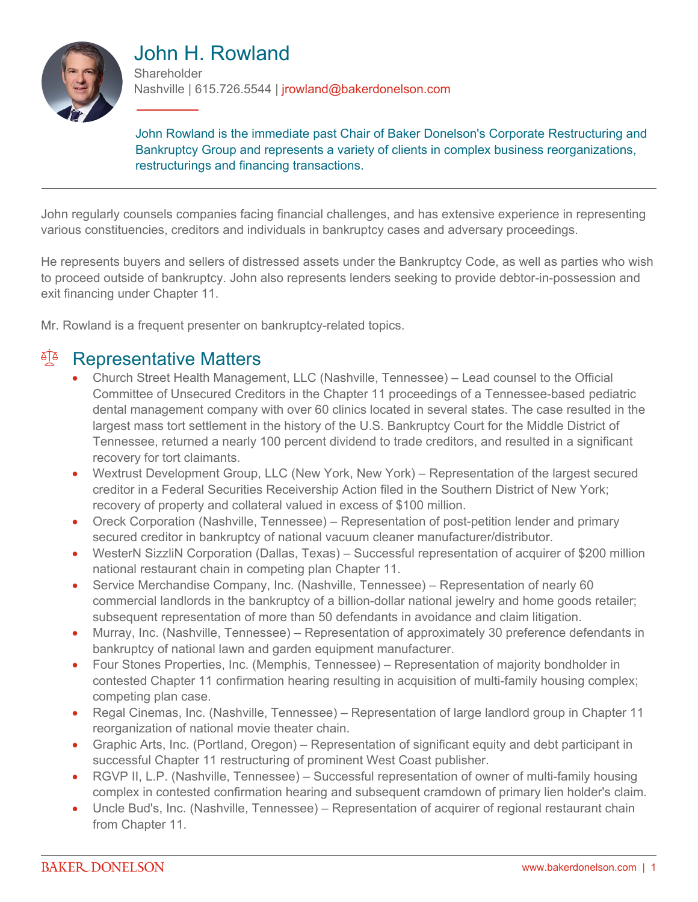# John H. Rowland

Shareholder

Nashville | 615.726.5544 | jrowland@bakerdonelson.com

John Rowland is the immediate past Chair of Baker Donelson's Corporate Restructuring and Bankruptcy Group and represents a variety of clients in complex business reorganizations, restructurings and financing transactions.

---

John regularly counsels companies facing financial challenges, and has extensive experience in representing various constituencies, creditors and individuals in bankruptcy cases and adversary proceedings.

He represents buyers and sellers of distressed assets under the Bankruptcy Code, as well as parties who wish to proceed outside of bankruptcy. John also represents lenders seeking to provide debtor-in-possession and exit financing under Chapter 11.

Mr. Rowland is a frequent presenter on bankruptcy-related topics.

## Representative Matters

- Church Street Health Management, LLC (Nashville, Tennessee) – Lead counsel to the Official Committee of Unsecured Creditors in the Chapter 11 proceedings of a Tennessee-based pediatric dental management company with over 60 clinics located in several states. The case resulted in the largest mass tort settlement in the history of the U.S. Bankruptcy Court for the Middle District of Tennessee, returned a nearly 100 percent dividend to trade creditors, and resulted in a significant recovery for tort claimants.
- Wextrust Development Group, LLC (New York, New York) – Representation of the largest secured creditor in a Federal Securities Receivership Action filed in the Southern District of New York; recovery of property and collateral valued in excess of $100 million.
- Oreck Corporation (Nashville, Tennessee) – Representation of post-petition lender and primary secured creditor in bankruptcy of national vacuum cleaner manufacturer/distributor.
- WesterN SizzliN Corporation (Dallas, Texas) – Successful representation of acquirer of $200 million national restaurant chain in competing plan Chapter 11.
- Service Merchandise Company, Inc. (Nashville, Tennessee) – Representation of nearly 60 commercial landlords in the bankruptcy of a billion-dollar national jewelry and home goods retailer; subsequent representation of more than 50 defendants in avoidance and claim litigation.
- Murray, Inc. (Nashville, Tennessee) – Representation of approximately 30 preference defendants in bankruptcy of national lawn and garden equipment manufacturer.
- Four Stones Properties, Inc. (Memphis, Tennessee) – Representation of majority bondholder in contested Chapter 11 confirmation hearing resulting in acquisition of multi-family housing complex; competing plan case.
- Regal Cinemas, Inc. (Nashville, Tennessee) – Representation of large landlord group in Chapter 11 reorganization of national movie theater chain.
- Graphic Arts, Inc. (Portland, Oregon) – Representation of significant equity and debt participant in successful Chapter 11 restructuring of prominent West Coast publisher.
- RGVP II, L.P. (Nashville, Tennessee) – Successful representation of owner of multi-family housing complex in contested confirmation hearing and subsequent cramdown of primary lien holder's claim.
- Uncle Bud's, Inc. (Nashville, Tennessee) – Representation of acquirer of regional restaurant chain from Chapter 11.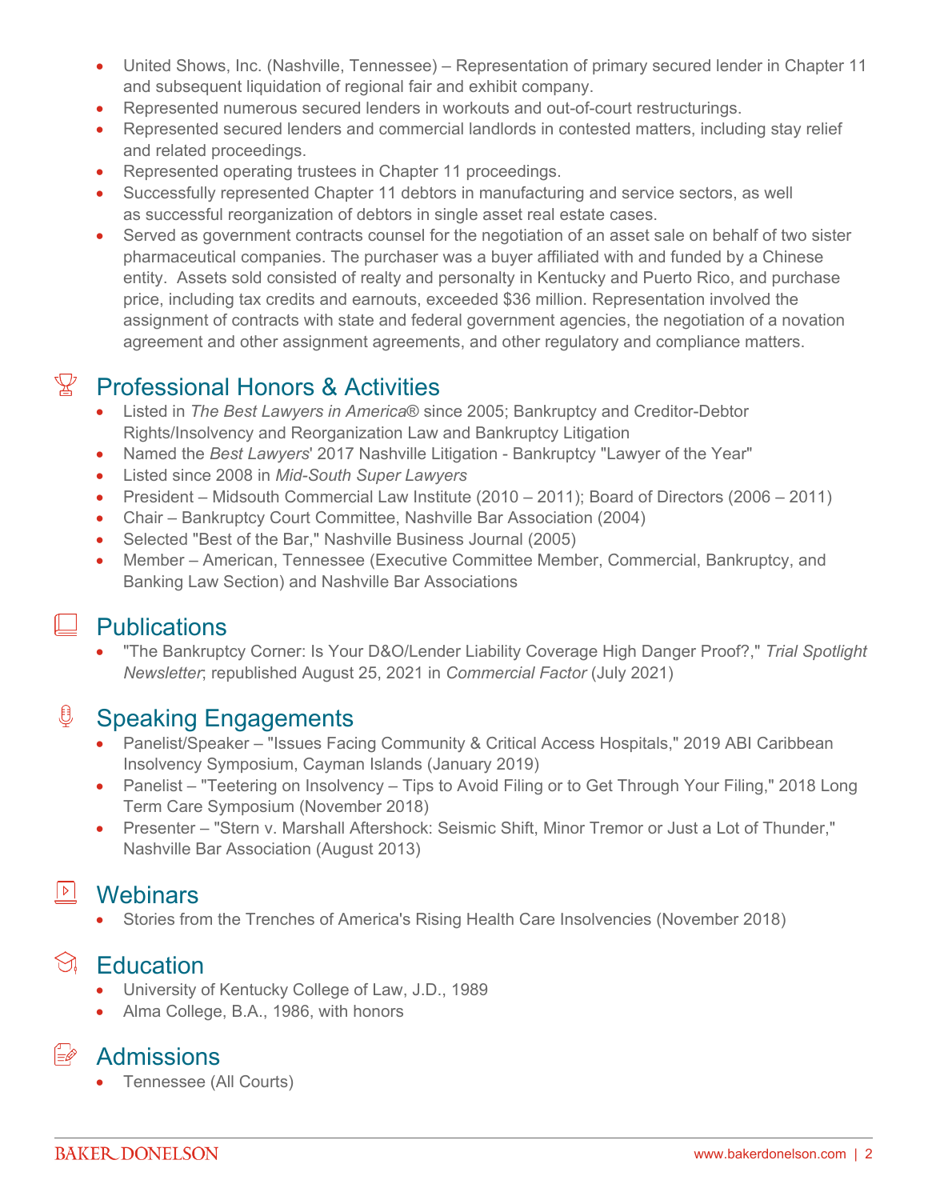- United Shows, Inc. (Nashville, Tennessee) – Representation of primary secured lender in Chapter 11 and subsequent liquidation of regional fair and exhibit company.
- Represented numerous secured lenders in workouts and out-of-court restructurings.
- Represented secured lenders and commercial landlords in contested matters, including stay relief and related proceedings.
- Represented operating trustees in Chapter 11 proceedings.
- Successfully represented Chapter 11 debtors in manufacturing and service sectors, as well as successful reorganization of debtors in single asset real estate cases.
- Served as government contracts counsel for the negotiation of an asset sale on behalf of two sister pharmaceutical companies. The purchaser was a buyer affiliated with and funded by a Chinese entity. Assets sold consisted of realty and personalty in Kentucky and Puerto Rico, and purchase price, including tax credits and earnouts, exceeded $36 million. Representation involved the assignment of contracts with state and federal government agencies, the negotiation of a novation agreement and other assignment agreements, and other regulatory and compliance matters.

## Professional Honors & Activities

- Listed in *The Best Lawyers in America®* since 2005; Bankruptcy and Creditor-Debtor Rights/Insolvency and Reorganization Law and Bankruptcy Litigation
- Named the *Best Lawyers*' 2017 Nashville Litigation - Bankruptcy "Lawyer of the Year"
- Listed since 2008 in *Mid-South Super Lawyers*
- President – Midsouth Commercial Law Institute (2010 – 2011); Board of Directors (2006 – 2011)
- Chair – Bankruptcy Court Committee, Nashville Bar Association (2004)
- Selected "Best of the Bar," Nashville Business Journal (2005)
- Member – American, Tennessee (Executive Committee Member, Commercial, Bankruptcy, and Banking Law Section) and Nashville Bar Associations

## Publications

- "The Bankruptcy Corner: Is Your D&O/Lender Liability Coverage High Danger Proof?," *Trial Spotlight Newsletter*; republished August 25, 2021 in *Commercial Factor* (July 2021)

## Speaking Engagements

- Panelist/Speaker – "Issues Facing Community & Critical Access Hospitals," 2019 ABI Caribbean Insolvency Symposium, Cayman Islands (January 2019)
- Panelist – "Teetering on Insolvency – Tips to Avoid Filing or to Get Through Your Filing," 2018 Long Term Care Symposium (November 2018)
- Presenter – "Stern v. Marshall Aftershock: Seismic Shift, Minor Tremor or Just a Lot of Thunder," Nashville Bar Association (August 2013)

## Webinars

- Stories from the Trenches of America's Rising Health Care Insolvencies (November 2018)

## Education

- University of Kentucky College of Law, J.D., 1989
- Alma College, B.A., 1986, with honors

## Admissions

- Tennessee (All Courts)